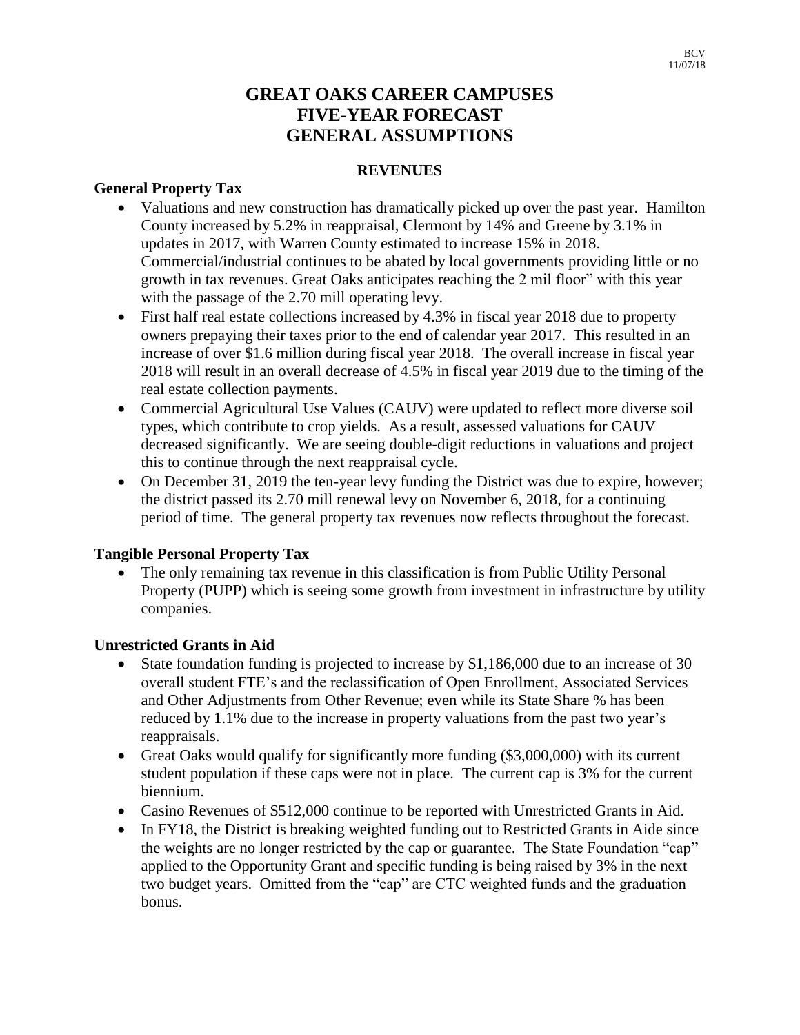BCV
11/07/18

# GREAT OAKS CAREER CAMPUSES
# FIVE-YEAR FORECAST
# GENERAL ASSUMPTIONS

## REVENUES

### General Property Tax

- Valuations and new construction has dramatically picked up over the past year. Hamilton County increased by 5.2% in reappraisal, Clermont by 14% and Greene by 3.1% in updates in 2017, with Warren County estimated to increase 15% in 2018. Commercial/industrial continues to be abated by local governments providing little or no growth in tax revenues. Great Oaks anticipates reaching the 2 mil floor" with this year with the passage of the 2.70 mill operating levy.
- First half real estate collections increased by 4.3% in fiscal year 2018 due to property owners prepaying their taxes prior to the end of calendar year 2017. This resulted in an increase of over $1.6 million during fiscal year 2018. The overall increase in fiscal year 2018 will result in an overall decrease of 4.5% in fiscal year 2019 due to the timing of the real estate collection payments.
- Commercial Agricultural Use Values (CAUV) were updated to reflect more diverse soil types, which contribute to crop yields. As a result, assessed valuations for CAUV decreased significantly. We are seeing double-digit reductions in valuations and project this to continue through the next reappraisal cycle.
- On December 31, 2019 the ten-year levy funding the District was due to expire, however; the district passed its 2.70 mill renewal levy on November 6, 2018, for a continuing period of time. The general property tax revenues now reflects throughout the forecast.

### Tangible Personal Property Tax

- The only remaining tax revenue in this classification is from Public Utility Personal Property (PUPP) which is seeing some growth from investment in infrastructure by utility companies.

### Unrestricted Grants in Aid

- State foundation funding is projected to increase by $1,186,000 due to an increase of 30 overall student FTE's and the reclassification of Open Enrollment, Associated Services and Other Adjustments from Other Revenue; even while its State Share % has been reduced by 1.1% due to the increase in property valuations from the past two year's reappraisals.
- Great Oaks would qualify for significantly more funding ($3,000,000) with its current student population if these caps were not in place. The current cap is 3% for the current biennium.
- Casino Revenues of $512,000 continue to be reported with Unrestricted Grants in Aid.
- In FY18, the District is breaking weighted funding out to Restricted Grants in Aide since the weights are no longer restricted by the cap or guarantee. The State Foundation "cap" applied to the Opportunity Grant and specific funding is being raised by 3% in the next two budget years. Omitted from the "cap" are CTC weighted funds and the graduation bonus.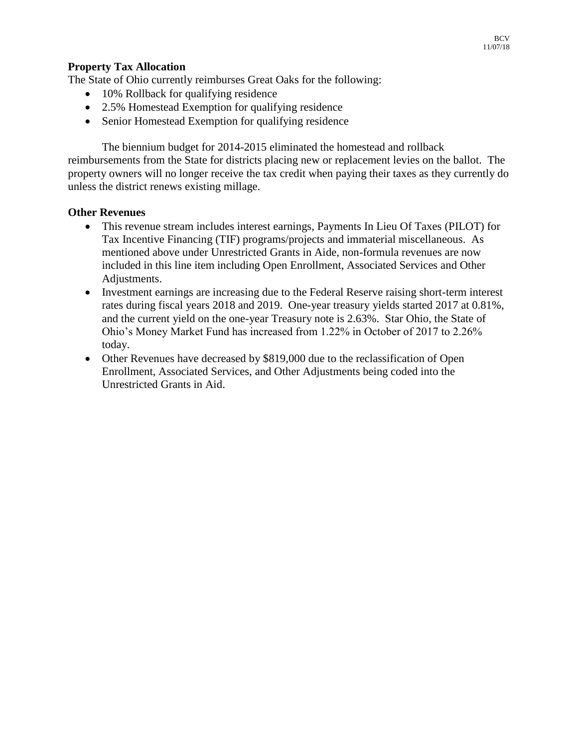**Property Tax Allocation**

The State of Ohio currently reimburses Great Oaks for the following:

- 10% Rollback for qualifying residence
- 2.5% Homestead Exemption for qualifying residence
- Senior Homestead Exemption for qualifying residence

The biennium budget for 2014-2015 eliminated the homestead and rollback reimbursements from the State for districts placing new or replacement levies on the ballot. The property owners will no longer receive the tax credit when paying their taxes as they currently do unless the district renews existing millage.

**Other Revenues**

- This revenue stream includes interest earnings, Payments In Lieu Of Taxes (PILOT) for Tax Incentive Financing (TIF) programs/projects and immaterial miscellaneous. As mentioned above under Unrestricted Grants in Aide, non-formula revenues are now included in this line item including Open Enrollment, Associated Services and Other Adjustments.
- Investment earnings are increasing due to the Federal Reserve raising short-term interest rates during fiscal years 2018 and 2019. One-year treasury yields started 2017 at 0.81%, and the current yield on the one-year Treasury note is 2.63%. Star Ohio, the State of Ohio's Money Market Fund has increased from 1.22% in October of 2017 to 2.26% today.
- Other Revenues have decreased by $819,000 due to the reclassification of Open Enrollment, Associated Services, and Other Adjustments being coded into the Unrestricted Grants in Aid.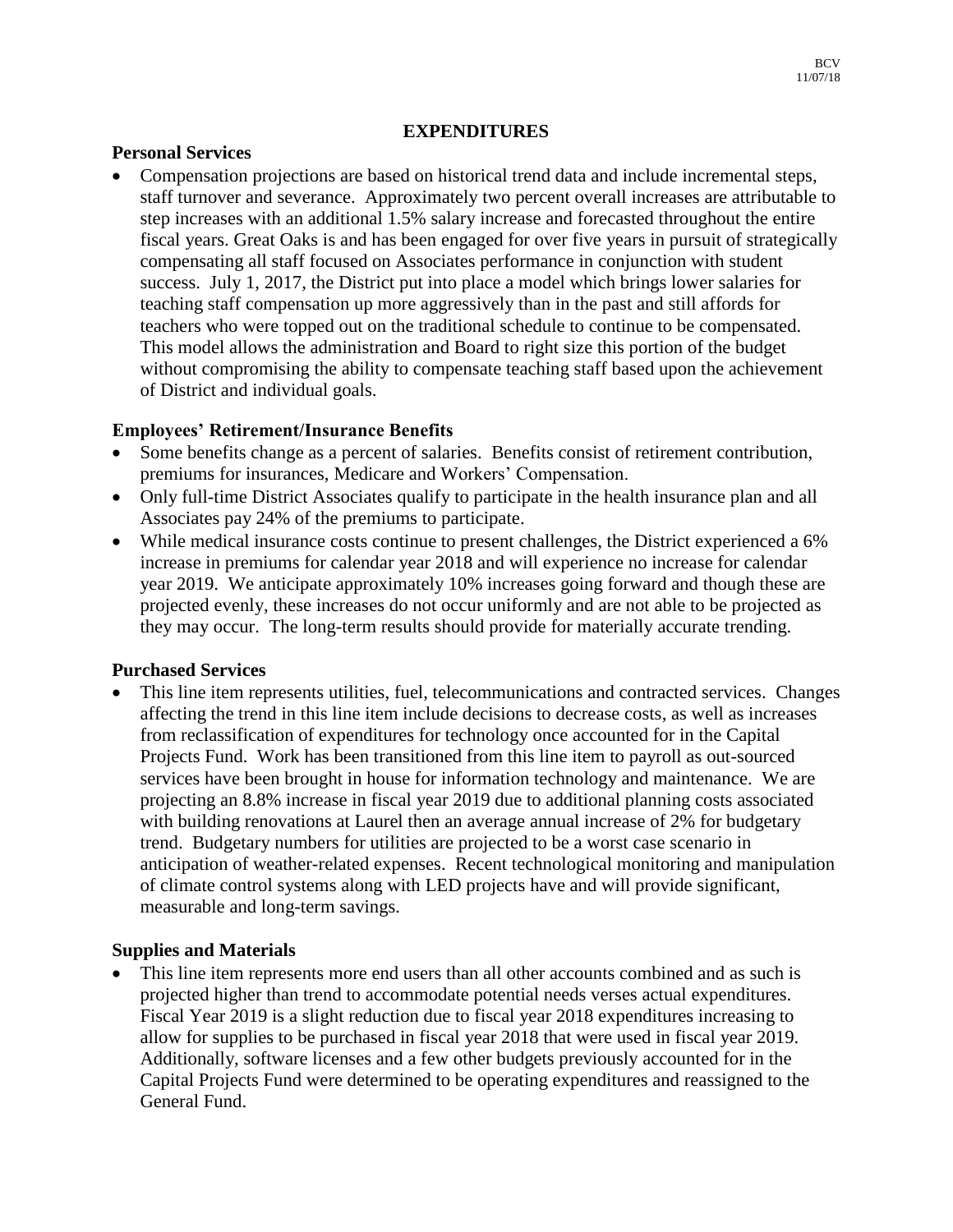# EXPENDITURES

### Personal Services

- Compensation projections are based on historical trend data and include incremental steps, staff turnover and severance. Approximately two percent overall increases are attributable to step increases with an additional 1.5% salary increase and forecasted throughout the entire fiscal years. Great Oaks is and has been engaged for over five years in pursuit of strategically compensating all staff focused on Associates performance in conjunction with student success. July 1, 2017, the District put into place a model which brings lower salaries for teaching staff compensation up more aggressively than in the past and still affords for teachers who were topped out on the traditional schedule to continue to be compensated. This model allows the administration and Board to right size this portion of the budget without compromising the ability to compensate teaching staff based upon the achievement of District and individual goals.

### Employees' Retirement/Insurance Benefits

- Some benefits change as a percent of salaries. Benefits consist of retirement contribution, premiums for insurances, Medicare and Workers' Compensation.
- Only full-time District Associates qualify to participate in the health insurance plan and all Associates pay 24% of the premiums to participate.
- While medical insurance costs continue to present challenges, the District experienced a 6% increase in premiums for calendar year 2018 and will experience no increase for calendar year 2019. We anticipate approximately 10% increases going forward and though these are projected evenly, these increases do not occur uniformly and are not able to be projected as they may occur. The long-term results should provide for materially accurate trending.

### Purchased Services

- This line item represents utilities, fuel, telecommunications and contracted services. Changes affecting the trend in this line item include decisions to decrease costs, as well as increases from reclassification of expenditures for technology once accounted for in the Capital Projects Fund. Work has been transitioned from this line item to payroll as out-sourced services have been brought in house for information technology and maintenance. We are projecting an 8.8% increase in fiscal year 2019 due to additional planning costs associated with building renovations at Laurel then an average annual increase of 2% for budgetary trend. Budgetary numbers for utilities are projected to be a worst case scenario in anticipation of weather-related expenses. Recent technological monitoring and manipulation of climate control systems along with LED projects have and will provide significant, measurable and long-term savings.

### Supplies and Materials

- This line item represents more end users than all other accounts combined and as such is projected higher than trend to accommodate potential needs verses actual expenditures. Fiscal Year 2019 is a slight reduction due to fiscal year 2018 expenditures increasing to allow for supplies to be purchased in fiscal year 2018 that were used in fiscal year 2019. Additionally, software licenses and a few other budgets previously accounted for in the Capital Projects Fund were determined to be operating expenditures and reassigned to the General Fund.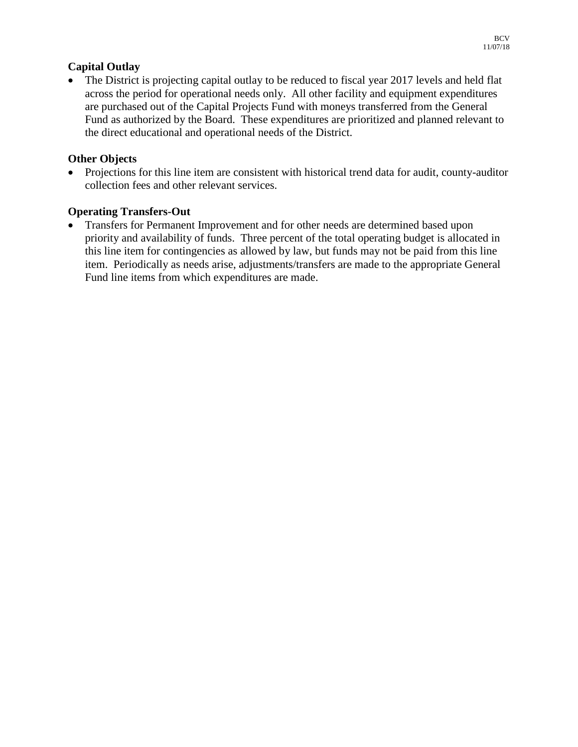**Capital Outlay**

- The District is projecting capital outlay to be reduced to fiscal year 2017 levels and held flat across the period for operational needs only. All other facility and equipment expenditures are purchased out of the Capital Projects Fund with moneys transferred from the General Fund as authorized by the Board. These expenditures are prioritized and planned relevant to the direct educational and operational needs of the District.

**Other Objects**

- Projections for this line item are consistent with historical trend data for audit, county-auditor collection fees and other relevant services.

**Operating Transfers-Out**

- Transfers for Permanent Improvement and for other needs are determined based upon priority and availability of funds. Three percent of the total operating budget is allocated in this line item for contingencies as allowed by law, but funds may not be paid from this line item. Periodically as needs arise, adjustments/transfers are made to the appropriate General Fund line items from which expenditures are made.